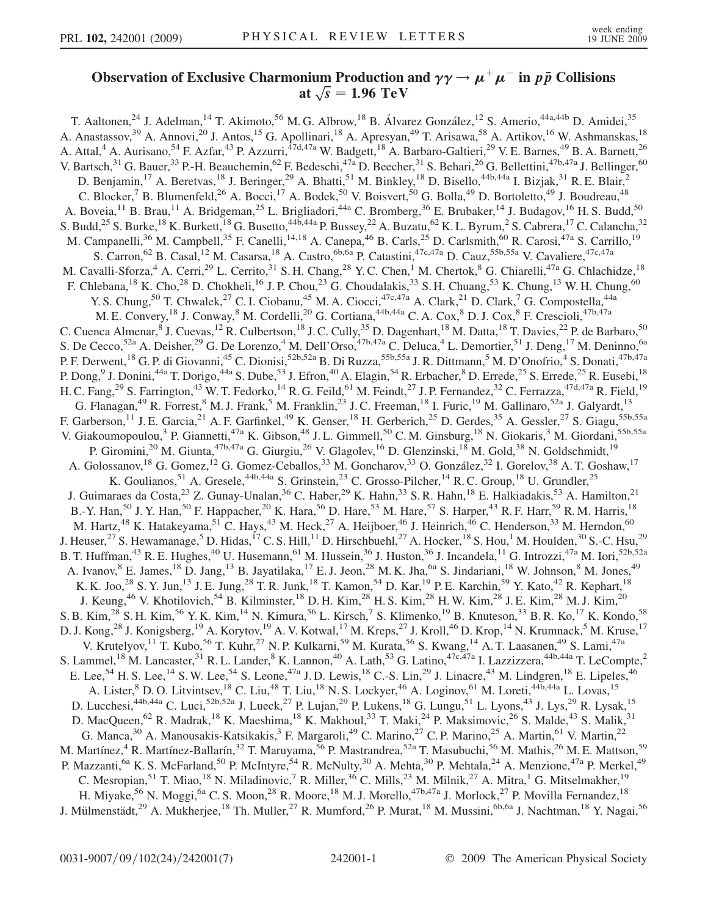# Observation of Exclusive Charmonium Production and $\gamma\gamma \rightarrow \mu^+\mu^-$ in $p\bar{p}$ Collisions at $\sqrt{s} = 1.96$ TeV

T. Aaltonen,[24] J. Adelman,[14] T. Akimoto,[56] M. G. Albrow,[18] B. Álvarez González,[12] S. Amerio,[44a,44b] D. Amidei,[35] A. Anastassov,[39] A. Annovi,[20] J. Antos,[15] G. Apollinari,[18] A. Apresyan,[49] T. Arisawa,[58] A. Artikov,[16] W. Ashmanskas,[18] A. Attal,[4] A. Aurisano,[54] F. Azfar,[43] P. Azzurri,[47d,47a] W. Badgett,[18] A. Barbaro-Galtieri,[29] V. E. Barnes,[49] B. A. Barnett,[26] V. Bartsch,[31] G. Bauer,[33] P.-H. Beauchemin,[62] F. Bedeschi,[47a] D. Beecher,[31] S. Behari,[26] G. Bellettini,[47b,47a] J. Bellinger,[60] D. Benjamin,[17] A. Beretvas,[18] J. Beringer,[29] A. Bhatti,[51] M. Binkley,[18] D. Bisello,[44b,44a] I. Bizjak,[31] R. E. Blair,[2] C. Blocker,[7] B. Blumenfeld,[26] A. Bocci,[17] A. Bodek,[50] V. Boisvert,[50] G. Bolla,[49] D. Bortoletto,[49] J. Boudreau,[48] A. Boveia,[11] B. Brau,[11] A. Bridgeman,[25] L. Brigliadori,[44a] C. Bromberg,[36] E. Brubaker,[14] J. Budagov,[16] H. S. Budd,[50] S. Budd,[25] S. Burke,[18] K. Burkett,[18] G. Busetto,[44b,44a] P. Bussey,[22] A. Buzatu,[62] K. L. Byrum,[2] S. Cabrera,[17] C. Calancha,[32] M. Campanelli,[36] M. Campbell,[35] F. Canelli,[14,18] A. Canepa,[46] B. Carls,[25] D. Carlsmith,[60] R. Carosi,[47a] S. Carrillo,[19] S. Carron,[62] B. Casal,[12] M. Casarsa,[18] A. Castro,[6b,6a] P. Catastini,[47c,47a] D. Cauz,[55b,55a] V. Cavaliere,[47c,47a] M. Cavalli-Sforza,[4] A. Cerri,[29] L. Cerrito,[31] S. H. Chang,[28] Y. C. Chen,[1] M. Chertok,[8] G. Chiarelli,[47a] G. Chlachidze,[18] F. Chlebana,[18] K. Cho,[28] D. Chokheli,[16] J. P. Chou,[23] G. Choudalakis,[33] S. H. Chuang,[53] K. Chung,[13] W. H. Chung,[60] Y. S. Chung,[50] T. Chwalek,[27] C. I. Ciobanu,[45] M. A. Ciocci,[47c,47a] A. Clark,[21] D. Clark,[7] G. Compostella,[44a] M. E. Convery,[18] J. Conway,[8] M. Cordelli,[20] G. Cortiana,[44b,44a] C. A. Cox,[8] D. J. Cox,[8] F. Crescioli,[47b,47a] C. Cuenca Almenar,[8] J. Cuevas,[12] R. Culbertson,[18] J. C. Cully,[35] D. Dagenhart,[18] M. Datta,[18] T. Davies,[22] P. de Barbaro,[50] S. De Cecco,[52a] A. Deisher,[29] G. De Lorenzo,[4] M. Dell'Orso,[47b,47a] C. Deluca,[4] L. Demortier,[51] J. Deng,[17] M. Deninno,[6a] P. F. Derwent,[18] G. P. di Giovanni,[45] C. Dionisi,[52b,52a] B. Di Ruzza,[55b,55a] J. R. Dittmann,[5] M. D'Onofrio,[4] S. Donati,[47b,47a] P. Dong,[9] J. Donini,[44a] T. Dorigo,[44a] S. Dube,[53] J. Efron,[40] A. Elagin,[54] R. Erbacher,[8] D. Errede,[25] S. Errede,[25] R. Eusebi,[18] H. C. Fang,[29] S. Farrington,[43] W. T. Fedorko,[14] R. G. Feild,[61] M. Feindt,[27] J. P. Fernandez,[32] C. Ferrazza,[47d,47a] R. Field,[19] G. Flanagan,[49] R. Forrest,[8] M. J. Frank,[5] M. Franklin,[23] J. C. Freeman,[18] I. Furic,[19] M. Gallinaro,[52a] J. Galyardt,[13] F. Garberson,[11] J. E. Garcia,[21] A. F. Garfinkel,[49] K. Genser,[18] H. Gerberich,[25] D. Gerdes,[35] A. Gessler,[27] S. Giagu,[55b,55a] V. Giakoumopoulou,[3] P. Giannetti,[47a] K. Gibson,[48] J. L. Gimmell,[50] C. M. Ginsburg,[18] N. Giokaris,[3] M. Giordani,[55b,55a] P. Giromini,[20] M. Giunta,[47b,47a] G. Giurgiu,[26] V. Glagolev,[16] D. Glenzinski,[18] M. Gold,[38] N. Goldschmidt,[19] A. Golossanov,[18] G. Gomez,[12] G. Gomez-Ceballos,[33] M. Goncharov,[33] O. González,[32] I. Gorelov,[38] A. T. Goshaw,[17] K. Goulianos,[51] A. Gresele,[44b,44a] S. Grinstein,[23] C. Grosso-Pilcher,[14] R. C. Group,[18] U. Grundler,[25] J. Guimaraes da Costa,[23] Z. Gunay-Unalan,[36] C. Haber,[29] K. Hahn,[33] S. R. Hahn,[18] E. Halkiadakis,[53] A. Hamilton,[21] B.-Y. Han,[50] J. Y. Han,[50] F. Happacher,[20] K. Hara,[56] D. Hare,[53] M. Hare,[57] S. Harper,[43] R. F. Harr,[59] R. M. Harris,[18] M. Hartz,[48] K. Hatakeyama,[51] C. Hays,[43] M. Heck,[27] A. Heijboer,[46] J. Heinrich,[46] C. Henderson,[33] M. Herndon,[60] J. Heuser,[27] S. Hewamanage,[5] D. Hidas,[17] C. S. Hill,[11] D. Hirschbuehl,[27] A. Hocker,[18] S. Hou,[1] M. Houlden,[30] S.-C. Hsu,[29] B. T. Huffman,[43] R. E. Hughes,[40] U. Husemann,[61] M. Hussein,[36] J. Huston,[36] J. Incandela,[11] G. Introzzi,[47a] M. Iori,[52b,52a] A. Ivanov,[8] E. James,[18] D. Jang,[13] B. Jayatilaka,[17] E. J. Jeon,[28] M. K. Jha,[6a] S. Jindariani,[18] W. Johnson,[8] M. Jones,[49] K. K. Joo,[28] S. Y. Jun,[13] J. E. Jung,[28] T. R. Junk,[18] T. Kamon,[54] D. Kar,[19] P. E. Karchin,[59] Y. Kato,[42] R. Kephart,[18] J. Keung,[46] V. Khotilovich,[54] B. Kilminster,[18] D. H. Kim,[28] H. S. Kim,[28] H. W. Kim,[28] J. E. Kim,[28] M. J. Kim,[20] S. B. Kim,[28] S. H. Kim,[56] Y. K. Kim,[14] N. Kimura,[56] L. Kirsch,[7] S. Klimenko,[19] B. Knuteson,[33] B. R. Ko,[17] K. Kondo,[58] D. J. Kong,[28] J. Konigsberg,[19] A. Korytov,[19] A. V. Kotwal,[17] M. Kreps,[27] J. Kroll,[46] D. Krop,[14] N. Krumnack,[5] M. Kruse,[17] V. Krutelyov,[11] T. Kubo,[56] T. Kuhr,[27] N. P. Kulkarni,[59] M. Kurata,[56] S. Kwang,[14] A. T. Laasanen,[49] S. Lami,[47a] S. Lammel,[18] M. Lancaster,[31] R. L. Lander,[8] K. Lannon,[40] A. Lath,[53] G. Latino,[47c,47a] I. Lazzizzera,[44b,44a] T. LeCompte,[2] E. Lee,[54] H. S. Lee,[14] S. W. Lee,[54] S. Leone,[47a] J. D. Lewis,[18] C.-S. Lin,[29] J. Linacre,[43] M. Lindgren,[18] E. Lipeles,[46] A. Lister,[8] D. O. Litvintsev,[18] C. Liu,[48] T. Liu,[18] N. S. Lockyer,[46] A. Loginov,[61] M. Loreti,[44b,44a] L. Lovas,[15] D. Lucchesi,[44b,44a] C. Luci,[52b,52a] J. Lueck,[27] P. Lujan,[29] P. Lukens,[18] G. Lungu,[51] L. Lyons,[43] J. Lys,[29] R. Lysak,[15] D. MacQueen,[62] R. Madrak,[18] K. Maeshima,[18] K. Makhoul,[33] T. Maki,[24] P. Maksimovic,[26] S. Malde,[43] S. Malik,[31] G. Manca,[30] A. Manousakis-Katsikakis,[3] F. Margaroli,[49] C. Marino,[27] C. P. Marino,[25] A. Martin,[61] V. Martin,[22] M. Martínez,[4] R. Martínez-Ballarín,[32] T. Maruyama,[56] P. Mastrandrea,[52a] T. Masubuchi,[56] M. Mathis,[26] M. E. Mattson,[59] P. Mazzanti,[6a] K. S. McFarland,[50] P. McIntyre,[54] R. McNulty,[30] A. Mehta,[30] P. Mehtala,[24] A. Menzione,[47a] P. Merkel,[49] C. Mesropian,[51] T. Miao,[18] N. Miladinovic,[7] R. Miller,[36] C. Mills,[23] M. Milnik,[27] A. Mitra,[1] G. Mitselmakher,[19] H. Miyake,[56] N. Moggi,[6a] C. S. Moon,[28] R. Moore,[18] M. J. Morello,[47b,47a] J. Morlock,[27] P. Movilla Fernandez,[18] J. Mülmenstädt,[29] A. Mukherjee,[18] Th. Muller,[27] R. Mumford,[26] P. Murat,[18] M. Mussini,[6b,6a] J. Nachtman,[18] Y. Nagai,[56]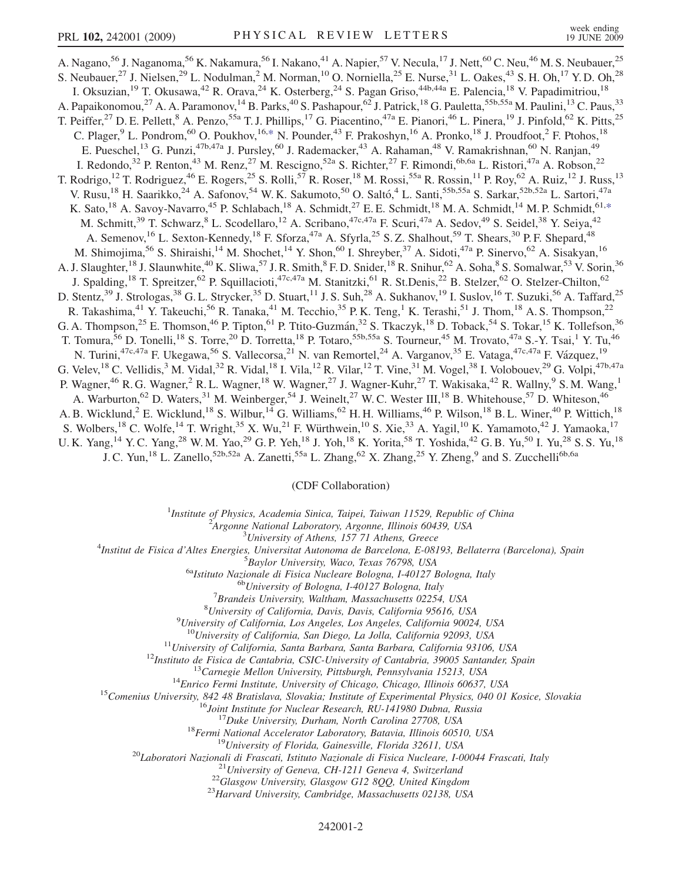A. Nagano,[56] J. Naganoma,[56] K. Nakamura,[56] I. Nakano,[41] A. Napier,[57] V. Necula,[17] J. Nett,[60] C. Neu,[46] M. S. Neubauer,[25] S. Neubauer,[27] J. Nielsen,[29] L. Nodulman,[2] M. Norman,[10] O. Norniella,[25] E. Nurse,[31] L. Oakes,[43] S. H. Oh,[17] Y. D. Oh,[28] I. Oksuzian,[19] T. Okusawa,[42] R. Orava,[24] K. Osterberg,[24] S. Pagan Griso,[44b,44a] E. Palencia,[18] V. Papadimitriou,[18] A. Papaikonomou,[27] A. A. Paramonov,[14] B. Parks,[40] S. Pashapour,[62] J. Patrick,[18] G. Pauletta,[55b,55a] M. Paulini,[13] C. Paus,[33] T. Peiffer,[27] D. E. Pellett,[8] A. Penzo,[55a] T. J. Phillips,[17] G. Piacentino,[47a] E. Pianori,[46] L. Pinera,[19] J. Pinfold,[62] K. Pitts,[25] C. Plager,[9] L. Pondrom,[60] O. Poukhov,[16,*] N. Pounder,[43] F. Prakoshyn,[16] A. Pronko,[18] J. Proudfoot,[2] F. Ptohos,[18] E. Pueschel,[13] G. Punzi,[47b,47a] J. Pursley,[60] J. Rademacker,[43] A. Rahaman,[48] V. Ramakrishnan,[60] N. Ranjan,[49] I. Redondo,[32] P. Renton,[43] M. Renz,[27] M. Rescigno,[52a] S. Richter,[27] F. Rimondi,[6b,6a] L. Ristori,[47a] A. Robson,[22] T. Rodrigo,[12] T. Rodriguez,[46] E. Rogers,[25] S. Rolli,[57] R. Roser,[18] M. Rossi,[55a] R. Rossin,[11] P. Roy,[62] A. Ruiz,[12] J. Russ,[13] V. Rusu,[18] H. Saarikko,[24] A. Safonov,[54] W. K. Sakumoto,[50] O. Saltó,[4] L. Santi,[55b,55a] S. Sarkar,[52b,52a] L. Sartori,[47a] K. Sato,[18] A. Savoy-Navarro,[45] P. Schlabach,[18] A. Schmidt,[27] E. E. Schmidt,[18] M. A. Schmidt,[14] M. P. Schmidt,[61,*] M. Schmitt,[39] T. Schwarz,[8] L. Scodellaro,[12] A. Scribano,[47c,47a] F. Scuri,[47a] A. Sedov,[49] S. Seidel,[38] Y. Seiya,[42] A. Semenov,[16] L. Sexton-Kennedy,[18] F. Sforza,[47a] A. Sfyrla,[25] S. Z. Shalhout,[59] T. Shears,[30] P. F. Shepard,[48] M. Shimojima,[56] S. Shiraishi,[14] M. Shochet,[14] Y. Shon,[60] I. Shreyber,[37] A. Sidoti,[47a] P. Sinervo,[62] A. Sisakyan,[16] A. J. Slaughter,[18] J. Slaunwhite,[40] K. Sliwa,[57] J. R. Smith,[8] F. D. Snider,[18] R. Snihur,[62] A. Soha,[8] S. Somalwar,[53] V. Sorin,[36] J. Spalding,[18] T. Spreitzer,[62] P. Squillacioti,[47c,47a] M. Stanitzki,[61] R. St.Denis,[22] B. Stelzer,[62] O. Stelzer-Chilton,[62] D. Stentz,[39] J. Strologas,[38] G. L. Strycker,[35] D. Stuart,[11] J. S. Suh,[28] A. Sukhanov,[19] I. Suslov,[16] T. Suzuki,[56] A. Taffard,[25] R. Takashima,[41] Y. Takeuchi,[56] R. Tanaka,[41] M. Tecchio,[35] P. K. Teng,[1] K. Terashi,[51] J. Thom,[18] A. S. Thompson,[22] G. A. Thompson,[25] E. Thomson,[46] P. Tipton,[61] P. Ttito-Guzmán,[32] S. Tkaczyk,[18] D. Toback,[54] S. Tokar,[15] K. Tollefson,[36] T. Tomura,[56] D. Tonelli,[18] S. Torre,[20] D. Torretta,[18] P. Totaro,[55b,55a] S. Tourneur,[45] M. Trovato,[47a] S.-Y. Tsai,[1] Y. Tu,[46] N. Turini,[47c,47a] F. Ukegawa,[56] S. Vallecorsa,[21] N. van Remortel,[24] A. Varganov,[35] E. Vataga,[47c,47a] F. Vázquez,[19] G. Velev,[18] C. Vellidis,[3] M. Vidal,[32] R. Vidal,[18] I. Vila,[12] R. Vilar,[12] T. Vine,[31] M. Vogel,[38] I. Volobouev,[29] G. Volpi,[47b,47a] P. Wagner,[46] R. G. Wagner,[2] R. L. Wagner,[18] W. Wagner,[27] J. Wagner-Kuhr,[27] T. Wakisaka,[42] R. Wallny,[9] S. M. Wang,[1] A. Warburton,[62] D. Waters,[31] M. Weinberger,[54] J. Weinelt,[27] W. C. Wester III,[18] B. Whitehouse,[57] D. Whiteson,[46] A. B. Wicklund,[2] E. Wicklund,[18] S. Wilbur,[14] G. Williams,[62] H. H. Williams,[46] P. Wilson,[18] B. L. Winer,[40] P. Wittich,[18] S. Wolbers,[18] C. Wolfe,[14] T. Wright,[35] X. Wu,[21] F. Würthwein,[10] S. Xie,[33] A. Yagil,[10] K. Yamamoto,[42] J. Yamaoka,[17] U. K. Yang,[14] Y. C. Yang,[28] W. M. Yao,[29] G. P. Yeh,[18] J. Yoh,[18] K. Yorita,[58] T. Yoshida,[42] G. B. Yu,[50] I. Yu,[28] S. S. Yu,[18] J. C. Yun,[18] L. Zanello,[52b,52a] A. Zanetti,[55a] L. Zhang,[62] X. Zhang,[25] Y. Zheng,[9] and S. Zucchelli[6b,6a]

(CDF Collaboration)

[1]*Institute of Physics, Academia Sinica, Taipei, Taiwan 11529, Republic of China*
[2]*Argonne National Laboratory, Argonne, Illinois 60439, USA*
[3]*University of Athens, 157 71 Athens, Greece*
[4]*Institut de Fisica d'Altes Energies, Universitat Autonoma de Barcelona, E-08193, Bellaterra (Barcelona), Spain*
[5]*Baylor University, Waco, Texas 76798, USA*
[6a]*Istituto Nazionale di Fisica Nucleare Bologna, I-40127 Bologna, Italy*
[6b]*University of Bologna, I-40127 Bologna, Italy*
[7]*Brandeis University, Waltham, Massachusetts 02254, USA*
[8]*University of California, Davis, Davis, California 95616, USA*
[9]*University of California, Los Angeles, Los Angeles, California 90024, USA*
[10]*University of California, San Diego, La Jolla, California 92093, USA*
[11]*University of California, Santa Barbara, Santa Barbara, California 93106, USA*
[12]*Instituto de Fisica de Cantabria, CSIC-University of Cantabria, 39005 Santander, Spain*
[13]*Carnegie Mellon University, Pittsburgh, Pennsylvania 15213, USA*
[14]*Enrico Fermi Institute, University of Chicago, Chicago, Illinois 60637, USA*
[15]*Comenius University, 842 48 Bratislava, Slovakia; Institute of Experimental Physics, 040 01 Kosice, Slovakia*
[16]*Joint Institute for Nuclear Research, RU-141980 Dubna, Russia*
[17]*Duke University, Durham, North Carolina 27708, USA*
[18]*Fermi National Accelerator Laboratory, Batavia, Illinois 60510, USA*
[19]*University of Florida, Gainesville, Florida 32611, USA*
[20]*Laboratori Nazionali di Frascati, Istituto Nazionale di Fisica Nucleare, I-00044 Frascati, Italy*
[21]*University of Geneva, CH-1211 Geneva 4, Switzerland*
[22]*Glasgow University, Glasgow G12 8QQ, United Kingdom*
[23]*Harvard University, Cambridge, Massachusetts 02138, USA*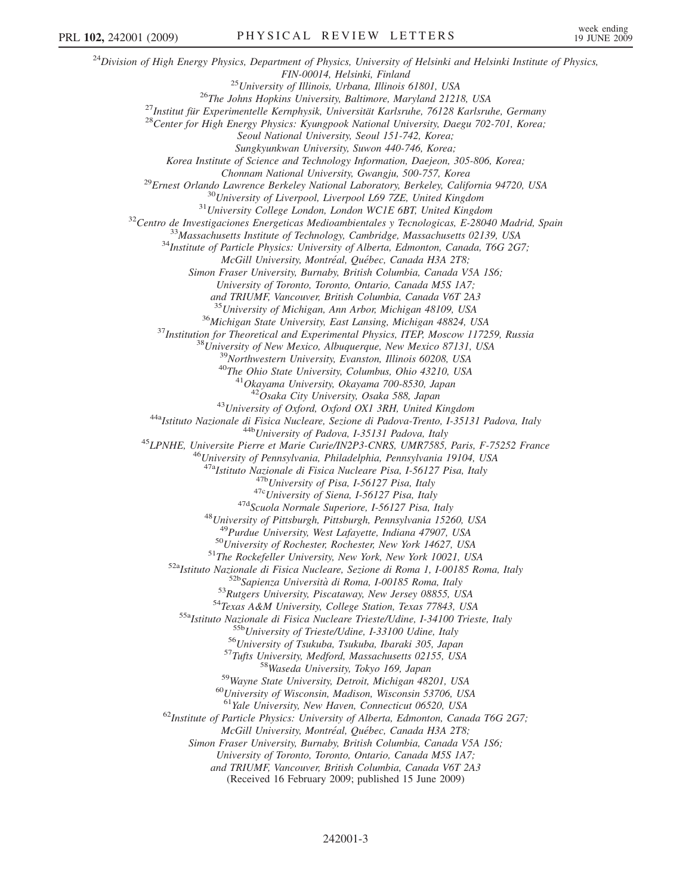[24]Division of High Energy Physics, Department of Physics, University of Helsinki and Helsinki Institute of Physics, FIN-00014, Helsinki, Finland

[25]University of Illinois, Urbana, Illinois 61801, USA

[26]The Johns Hopkins University, Baltimore, Maryland 21218, USA

[27]Institut für Experimentelle Kernphysik, Universität Karlsruhe, 76128 Karlsruhe, Germany

[28]Center for High Energy Physics: Kyungpook National University, Daegu 702-701, Korea; Seoul National University, Seoul 151-742, Korea; Sungkyunkwan University, Suwon 440-746, Korea; Korea Institute of Science and Technology Information, Daejeon, 305-806, Korea; Chonnam National University, Gwangju, 500-757, Korea

[29]Ernest Orlando Lawrence Berkeley National Laboratory, Berkeley, California 94720, USA

[30]University of Liverpool, Liverpool L69 7ZE, United Kingdom

[31]University College London, London WC1E 6BT, United Kingdom

[32]Centro de Investigaciones Energeticas Medioambientales y Tecnologicas, E-28040 Madrid, Spain

[33]Massachusetts Institute of Technology, Cambridge, Massachusetts 02139, USA

[34]Institute of Particle Physics: University of Alberta, Edmonton, Canada, T6G 2G7; McGill University, Montréal, Québec, Canada H3A 2T8; Simon Fraser University, Burnaby, British Columbia, Canada V5A 1S6; University of Toronto, Toronto, Ontario, Canada M5S 1A7; and TRIUMF, Vancouver, British Columbia, Canada V6T 2A3

[35]University of Michigan, Ann Arbor, Michigan 48109, USA

[36]Michigan State University, East Lansing, Michigan 48824, USA

[37]Institution for Theoretical and Experimental Physics, ITEP, Moscow 117259, Russia

[38]University of New Mexico, Albuquerque, New Mexico 87131, USA

[39]Northwestern University, Evanston, Illinois 60208, USA

[40]The Ohio State University, Columbus, Ohio 43210, USA

[41]Okayama University, Okayama 700-8530, Japan

[42]Osaka City University, Osaka 588, Japan

[43]University of Oxford, Oxford OX1 3RH, United Kingdom

[44a]Istituto Nazionale di Fisica Nucleare, Sezione di Padova-Trento, I-35131 Padova, Italy

[44b]University of Padova, I-35131 Padova, Italy

[45]LPNHE, Universite Pierre et Marie Curie/IN2P3-CNRS, UMR7585, Paris, F-75252 France

[46]University of Pennsylvania, Philadelphia, Pennsylvania 19104, USA

[47a]Istituto Nazionale di Fisica Nucleare Pisa, I-56127 Pisa, Italy

[47b]University of Pisa, I-56127 Pisa, Italy

[47c]University of Siena, I-56127 Pisa, Italy

[47d]Scuola Normale Superiore, I-56127 Pisa, Italy

[48]University of Pittsburgh, Pittsburgh, Pennsylvania 15260, USA

[49]Purdue University, West Lafayette, Indiana 47907, USA

[50]University of Rochester, Rochester, New York 14627, USA

[51]The Rockefeller University, New York, New York 10021, USA

[52a]Istituto Nazionale di Fisica Nucleare, Sezione di Roma 1, I-00185 Roma, Italy

[52b]Sapienza Università di Roma, I-00185 Roma, Italy

[53]Rutgers University, Piscataway, New Jersey 08855, USA

[54]Texas A&M University, College Station, Texas 77843, USA

[55a]Istituto Nazionale di Fisica Nucleare Trieste/Udine, I-34100 Trieste, Italy

[55b]University of Trieste/Udine, I-33100 Udine, Italy

[56]University of Tsukuba, Tsukuba, Ibaraki 305, Japan

[57]Tufts University, Medford, Massachusetts 02155, USA

[58]Waseda University, Tokyo 169, Japan

[59]Wayne State University, Detroit, Michigan 48201, USA

[60]University of Wisconsin, Madison, Wisconsin 53706, USA

[61]Yale University, New Haven, Connecticut 06520, USA

[62]Institute of Particle Physics: University of Alberta, Edmonton, Canada T6G 2G7; McGill University, Montréal, Québec, Canada H3A 2T8; Simon Fraser University, Burnaby, British Columbia, Canada V5A 1S6; University of Toronto, Toronto, Ontario, Canada M5S 1A7; and TRIUMF, Vancouver, British Columbia, Canada V6T 2A3

(Received 16 February 2009; published 15 June 2009)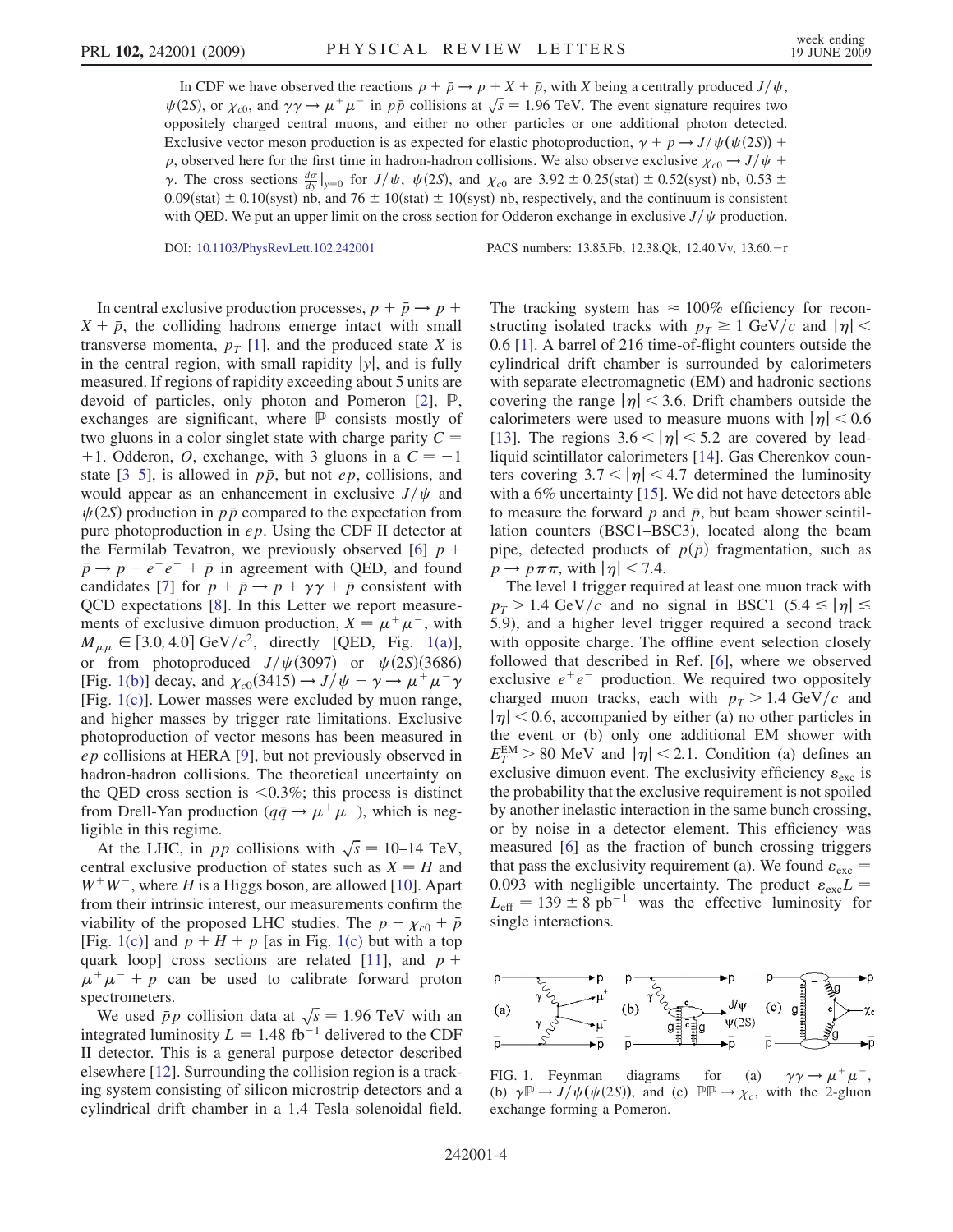In CDF we have observed the reactions $p + \bar{p} \to p + X + \bar{p}$, with $X$ being a centrally produced $J/\psi$, $\psi(2S)$, or $\chi_{c0}$, and $\gamma\gamma \to \mu^+\mu^-$ in $p\bar{p}$ collisions at $\sqrt{s} = 1.96$ TeV. The event signature requires two oppositely charged central muons, and either no other particles or one additional photon detected. Exclusive vector meson production is as expected for elastic photoproduction, $\gamma + p \to J/\psi(\psi(2S)) + p$, observed here for the first time in hadron-hadron collisions. We also observe exclusive $\chi_{c0} \to J/\psi + \gamma$. The cross sections $\frac{d\sigma}{dy}|_{y=0}$ for $J/\psi$, $\psi(2S)$, and $\chi_{c0}$ are $3.92 \pm 0.25(\text{stat}) \pm 0.52(\text{syst})$ nb, $0.53 \pm 0.09(\text{stat}) \pm 0.10(\text{syst})$ nb, and $76 \pm 10(\text{stat}) \pm 10(\text{syst})$ nb, respectively, and the continuum is consistent with QED. We put an upper limit on the cross section for Odderon exchange in exclusive $J/\psi$ production.

DOI: 10.1103/PhysRevLett.102.242001 PACS numbers: 13.85.Fb, 12.38.Qk, 12.40.Vv, 13.60.−r

In central exclusive production processes, $p + \bar{p} \to p + X + \bar{p}$, the colliding hadrons emerge intact with small transverse momenta, $p_T$ [1], and the produced state $X$ is in the central region, with small rapidity $|y|$, and is fully measured. If regions of rapidity exceeding about 5 units are devoid of particles, only photon and Pomeron [2], $\mathbb{P}$, exchanges are significant, where $\mathbb{P}$ consists mostly of two gluons in a color singlet state with charge parity $C = +1$. Odderon, $O$, exchange, with 3 gluons in a $C = -1$ state [3–5], is allowed in $p\bar{p}$, but not $ep$, collisions, and would appear as an enhancement in exclusive $J/\psi$ and $\psi(2S)$ production in $p\bar{p}$ compared to the expectation from pure photoproduction in $ep$. Using the CDF II detector at the Fermilab Tevatron, we previously observed [6] $p + \bar{p} \to p + e^+e^- + \bar{p}$ in agreement with QED, and found candidates [7] for $p + \bar{p} \to p + \gamma\gamma + \bar{p}$ consistent with QCD expectations [8]. In this Letter we report measurements of exclusive dimuon production, $X = \mu^+\mu^-$, with $M_{\mu\mu} \in [3.0, 4.0]$ GeV/$c^2$, directly [QED, Fig. 1(a)], or from photoproduced $J/\psi(3097)$ or $\psi(2S)(3686)$ [Fig. 1(b)] decay, and $\chi_{c0}(3415) \to J/\psi + \gamma \to \mu^+\mu^-\gamma$ [Fig. 1(c)]. Lower masses were excluded by muon range, and higher masses by trigger rate limitations. Exclusive photoproduction of vector mesons has been measured in $ep$ collisions at HERA [9], but not previously observed in hadron-hadron collisions. The theoretical uncertainty on the QED cross section is <0.3%; this process is distinct from Drell-Yan production ($q\bar{q} \to \mu^+\mu^-$), which is negligible in this regime.

At the LHC, in $pp$ collisions with $\sqrt{s} = 10$–14 TeV, central exclusive production of states such as $X = H$ and $W^+W^-$, where $H$ is a Higgs boson, are allowed [10]. Apart from their intrinsic interest, our measurements confirm the viability of the proposed LHC studies. The $p + \chi_{c0} + \bar{p}$ [Fig. 1(c)] and $p + H + p$ [as in Fig. 1(c) but with a top quark loop] cross sections are related [11], and $p + \mu^+\mu^- + p$ can be used to calibrate forward proton spectrometers.

We used $\bar{p}p$ collision data at $\sqrt{s} = 1.96$ TeV with an integrated luminosity $L = 1.48$ fb$^{-1}$ delivered to the CDF II detector. This is a general purpose detector described elsewhere [12]. Surrounding the collision region is a tracking system consisting of silicon microstrip detectors and a cylindrical drift chamber in a 1.4 Tesla solenoidal field. The tracking system has $\approx 100\%$ efficiency for reconstructing isolated tracks with $p_T \geq 1$ GeV/$c$ and $|\eta| < 0.6$ [1]. A barrel of 216 time-of-flight counters outside the cylindrical drift chamber is surrounded by calorimeters with separate electromagnetic (EM) and hadronic sections covering the range $|\eta| < 3.6$. Drift chambers outside the calorimeters were used to measure muons with $|\eta| < 0.6$ [13]. The regions $3.6 < |\eta| < 5.2$ are covered by lead-liquid scintillator calorimeters [14]. Gas Cherenkov counters covering $3.7 < |\eta| < 4.7$ determined the luminosity with a 6% uncertainty [15]. We did not have detectors able to measure the forward $p$ and $\bar{p}$, but beam shower scintillation counters (BSC1–BSC3), located along the beam pipe, detected products of $p(\bar{p})$ fragmentation, such as $p \to p\pi\pi$, with $|\eta| < 7.4$.

The level 1 trigger required at least one muon track with $p_T > 1.4$ GeV/$c$ and no signal in BSC1 ($5.4 \lesssim |\eta| \lesssim 5.9$), and a higher level trigger required a second track with opposite charge. The offline event selection closely followed that described in Ref. [6], where we observed exclusive $e^+e^-$ production. We required two oppositely charged muon tracks, each with $p_T > 1.4$ GeV/$c$ and $|\eta| < 0.6$, accompanied by either (a) no other particles in the event or (b) only one additional EM shower with $E_T^{\text{EM}} > 80$ MeV and $|\eta| < 2.1$. Condition (a) defines an exclusive dimuon event. The exclusivity efficiency $\varepsilon_{\text{exc}}$ is the probability that the exclusive requirement is not spoiled by another inelastic interaction in the same bunch crossing, or by noise in a detector element. This efficiency was measured [6] as the fraction of bunch crossing triggers that pass the exclusivity requirement (a). We found $\varepsilon_{\text{exc}} = 0.093$ with negligible uncertainty. The product $\varepsilon_{\text{exc}} L = L_{\text{eff}} = 139 \pm 8$ pb$^{-1}$ was the effective luminosity for single interactions.

FIG. 1. Feynman diagrams for (a) $\gamma\gamma \to \mu^+\mu^-$, (b) $\gamma\mathbb{P} \to J/\psi(\psi(2S))$, and (c) $\mathbb{P}\mathbb{P} \to \chi_c$, with the 2-gluon exchange forming a Pomeron.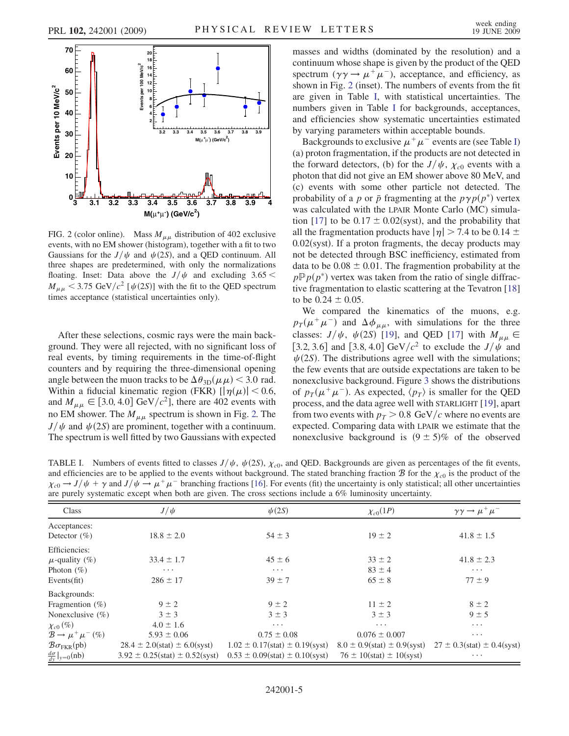FIG. 2 (color online). Mass $M_{\mu\mu}$ distribution of 402 exclusive events, with no EM shower (histogram), together with a fit to two Gaussians for the $J/\psi$ and $\psi(2S)$, and a QED continuum. All three shapes are predetermined, with only the normalizations floating. Inset: Data above the $J/\psi$ and excluding $3.65 < M_{\mu\mu} < 3.75$ GeV/$c^2$ [$\psi(2S)$] with the fit to the QED spectrum times acceptance (statistical uncertainties only).

After these selections, cosmic rays were the main background. They were all rejected, with no significant loss of real events, by timing requirements in the time-of-flight counters and by requiring the three-dimensional opening angle between the muon tracks to be $\Delta\theta_{3D}(\mu\mu) < 3.0$ rad. Within a fiducial kinematic region (FKR) [$|\eta(\mu)| < 0.6$, and $M_{\mu\mu} \in [3.0, 4.0]$ GeV/$c^2$], there are 402 events with no EM shower. The $M_{\mu\mu}$ spectrum is shown in Fig. 2. The $J/\psi$ and $\psi(2S)$ are prominent, together with a continuum. The spectrum is well fitted by two Gaussians with expected masses and widths (dominated by the resolution) and a continuum whose shape is given by the product of the QED spectrum ($\gamma\gamma \to \mu^+\mu^-$), acceptance, and efficiency, as shown in Fig. 2 (inset). The numbers of events from the fit are given in Table I, with statistical uncertainties. The numbers given in Table I for backgrounds, acceptances, and efficiencies show systematic uncertainties estimated by varying parameters within acceptable bounds.

Backgrounds to exclusive $\mu^+\mu^-$ events are (see Table I) (a) proton fragmentation, if the products are not detected in the forward detectors, (b) for the $J/\psi$, $\chi_{c0}$ events with a photon that did not give an EM shower above 80 MeV, and (c) events with some other particle not detected. The probability of a $p$ or $\bar{p}$ fragmenting at the $p\gamma p(p^*)$ vertex was calculated with the LPAIR Monte Carlo (MC) simulation [17] to be $0.17 \pm 0.02$(syst), and the probability that all the fragmentation products have $|\eta| > 7.4$ to be $0.14 \pm 0.02$(syst). If a proton fragments, the decay products may not be detected through BSC inefficiency, estimated from data to be $0.08 \pm 0.01$. The fragmention probability at the $p\mathbb{P}p(p^*)$ vertex was taken from the ratio of single diffractive fragmentation to elastic scattering at the Tevatron [18] to be $0.24 \pm 0.05$.

We compared the kinematics of the muons, e.g. $p_T(\mu^+\mu^-)$ and $\Delta\phi_{\mu\mu}$, with simulations for the three classes: $J/\psi$, $\psi(2S)$ [19], and QED [17] with $M_{\mu\mu} \in [3.2, 3.6]$ and $[3.8, 4.0]$ GeV/$c^2$ to exclude the $J/\psi$ and $\psi(2S)$. The distributions agree well with the simulations; the few events that are outside expectations are taken to be nonexclusive background. Figure 3 shows the distributions of $p_T(\mu^+\mu^-)$. As expected, $\langle p_T \rangle$ is smaller for the QED process, and the data agree well with STARLIGHT [19], apart from two events with $p_T > 0.8$ GeV/$c$ where no events are expected. Comparing data with LPAIR we estimate that the nonexclusive background is $(9 \pm 5)\%$ of the observed

TABLE I. Numbers of events fitted to classes $J/\psi$, $\psi(2S)$, $\chi_{c0}$, and QED. Backgrounds are given as percentages of the fit events, and efficiencies are to be applied to the events without background. The stated branching fraction $\mathcal{B}$ for the $\chi_{c0}$ is the product of the $\chi_{c0} \to J/\psi + \gamma$ and $J/\psi \to \mu^+\mu^-$ branching fractions [16]. For events (fit) the uncertainty is only statistical; all other uncertainties are purely systematic except when both are given. The cross sections include a 6% luminosity uncertainty.

| Class | $J/\psi$ | $\psi(2S)$ | $\chi_{c0}(1P)$ | $\gamma\gamma \to \mu^+\mu^-$ |
|---|---|---|---|---|
| Acceptances: | | | | |
| Detector (%) | $18.8 \pm 2.0$ | $54 \pm 3$ | $19 \pm 2$ | $41.8 \pm 1.5$ |
| Efficiencies: | | | | |
| $\mu$-quality (%) | $33.4 \pm 1.7$ | $45 \pm 6$ | $33 \pm 2$ | $41.8 \pm 2.3$ |
| Photon (%) | $\cdots$ | $\cdots$ | $83 \pm 4$ | $\cdots$ |
| Events(fit) | $286 \pm 17$ | $39 \pm 7$ | $65 \pm 8$ | $77 \pm 9$ |
| Backgrounds: | | | | |
| Fragmention (%) | $9 \pm 2$ | $9 \pm 2$ | $11 \pm 2$ | $8 \pm 2$ |
| Nonexclusive (%) | $3 \pm 3$ | $3 \pm 3$ | $3 \pm 3$ | $9 \pm 5$ |
| $\chi_{c0}$ (%) | $4.0 \pm 1.6$ | $\cdots$ | $\cdots$ | $\cdots$ |
| $\mathcal{B} \to \mu^+\mu^-$ (%) | $5.93 \pm 0.06$ | $0.75 \pm 0.08$ | $0.076 \pm 0.007$ | $\cdots$ |
| $\mathcal{B}\sigma_{\mathrm{FKR}}$(pb) | $28.4 \pm 2.0$(stat) $\pm 6.0$(syst) | $1.02 \pm 0.17$(stat) $\pm 0.19$(syst) | $8.0 \pm 0.9$(stat) $\pm 0.9$(syst) | $27 \pm 0.3$(stat) $\pm 0.4$(syst) |
| $\frac{d\sigma}{dy}\|_{y=0}$(nb) | $3.92 \pm 0.25$(stat) $\pm 0.52$(syst) | $0.53 \pm 0.09$(stat) $\pm 0.10$(syst) | $76 \pm 10$(stat) $\pm 10$(syst) | $\cdots$ |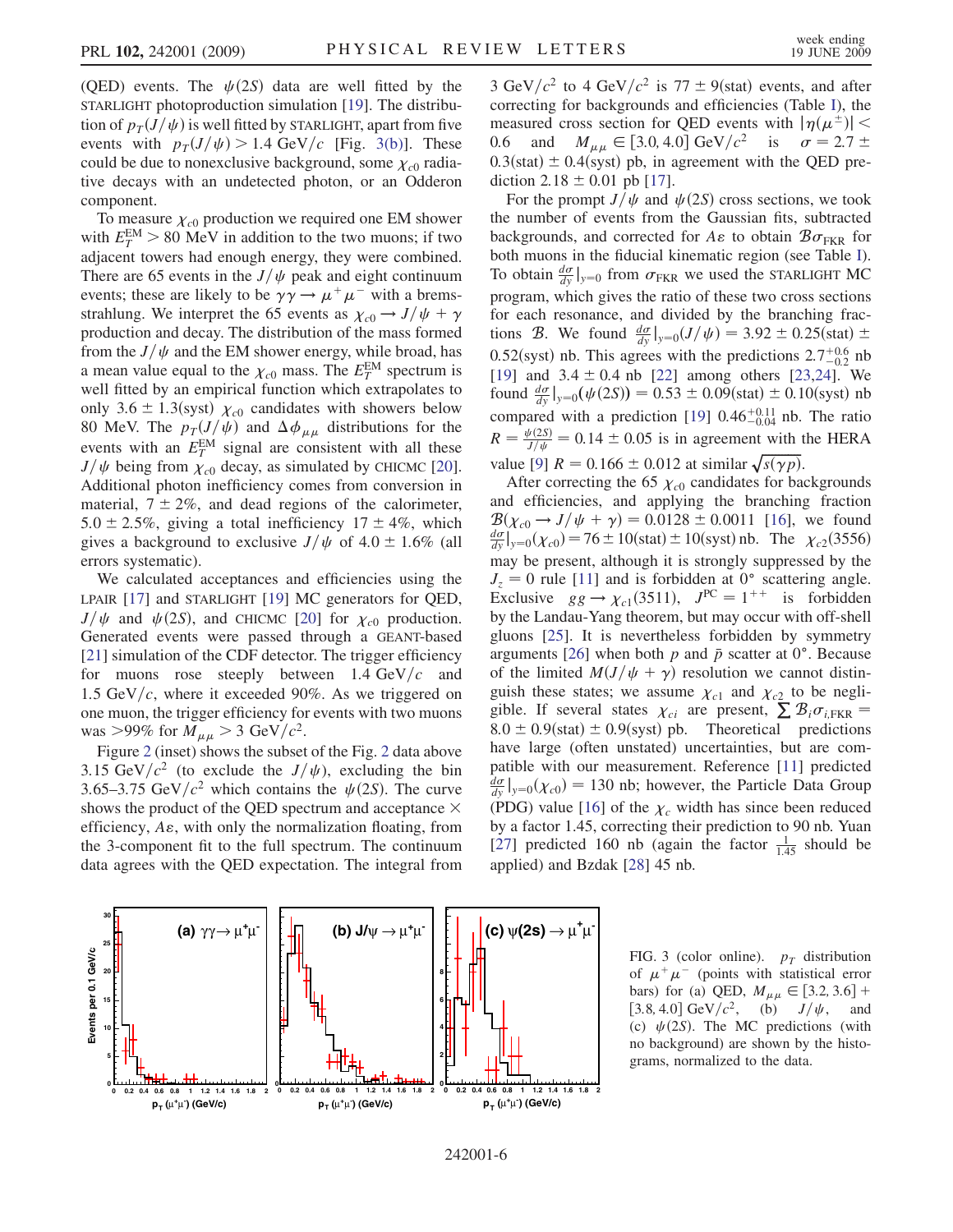(QED) events. The $\psi(2S)$ data are well fitted by the STARLIGHT photoproduction simulation [19]. The distribution of $p_T(J/\psi)$ is well fitted by STARLIGHT, apart from five events with $p_T(J/\psi) > 1.4$ GeV/$c$ [Fig. 3(b)]. These could be due to nonexclusive background, some $\chi_{c0}$ radiative decays with an undetected photon, or an Odderon component.

To measure $\chi_{c0}$ production we required one EM shower with $E_T^{\rm EM} > 80$ MeV in addition to the two muons; if two adjacent towers had enough energy, they were combined. There are 65 events in the $J/\psi$ peak and eight continuum events; these are likely to be $\gamma\gamma \to \mu^+\mu^-$ with a bremsstrahlung. We interpret the 65 events as $\chi_{c0} \to J/\psi + \gamma$ production and decay. The distribution of the mass formed from the $J/\psi$ and the EM shower energy, while broad, has a mean value equal to the $\chi_{c0}$ mass. The $E_T^{\rm EM}$ spectrum is well fitted by an empirical function which extrapolates to only $3.6 \pm 1.3$(syst) $\chi_{c0}$ candidates with showers below 80 MeV. The $p_T(J/\psi)$ and $\Delta\phi_{\mu\mu}$ distributions for the events with an $E_T^{\rm EM}$ signal are consistent with all these $J/\psi$ being from $\chi_{c0}$ decay, as simulated by CHICMC [20]. Additional photon inefficiency comes from conversion in material, $7 \pm 2\%$, and dead regions of the calorimeter, $5.0 \pm 2.5\%$, giving a total inefficiency $17 \pm 4\%$, which gives a background to exclusive $J/\psi$ of $4.0 \pm 1.6\%$ (all errors systematic).

We calculated acceptances and efficiencies using the LPAIR [17] and STARLIGHT [19] MC generators for QED, $J/\psi$ and $\psi(2S)$, and CHICMC [20] for $\chi_{c0}$ production. Generated events were passed through a GEANT-based [21] simulation of the CDF detector. The trigger efficiency for muons rose steeply between 1.4 GeV/$c$ and 1.5 GeV/$c$, where it exceeded 90%. As we triggered on one muon, the trigger efficiency for events with two muons was >99% for $M_{\mu\mu} > 3$ GeV/$c^2$.

Figure 2 (inset) shows the subset of the Fig. 2 data above 3.15 GeV/$c^2$ (to exclude the $J/\psi$), excluding the bin 3.65–3.75 GeV/$c^2$ which contains the $\psi(2S)$. The curve shows the product of the QED spectrum and acceptance × efficiency, $A\varepsilon$, with only the normalization floating, from the 3-component fit to the full spectrum. The continuum data agrees with the QED expectation. The integral from 3 GeV/$c^2$ to 4 GeV/$c^2$ is $77 \pm 9$(stat) events, and after correcting for backgrounds and efficiencies (Table I), the measured cross section for QED events with $|\eta(\mu^\pm)| < 0.6$ and $M_{\mu\mu} \in [3.0, 4.0]$ GeV/$c^2$ is $\sigma = 2.7 \pm 0.3$(stat) $\pm 0.4$(syst) pb, in agreement with the QED prediction $2.18 \pm 0.01$ pb [17].

For the prompt $J/\psi$ and $\psi(2S)$ cross sections, we took the number of events from the Gaussian fits, subtracted backgrounds, and corrected for $A\varepsilon$ to obtain $\mathcal{B}\sigma_{\rm FKR}$ for both muons in the fiducial kinematic region (see Table I). To obtain $\frac{d\sigma}{dy}|_{y=0}$ from $\sigma_{\rm FKR}$ we used the STARLIGHT MC program, which gives the ratio of these two cross sections for each resonance, and divided by the branching fractions $\mathcal{B}$. We found $\frac{d\sigma}{dy}|_{y=0}(J/\psi) = 3.92 \pm 0.25$(stat) $\pm$ 0.52(syst) nb. This agrees with the predictions $2.7^{+0.6}_{-0.2}$ nb [19] and $3.4 \pm 0.4$ nb [22] among others [23,24]. We found $\frac{d\sigma}{dy}|_{y=0}(\psi(2S)) = 0.53 \pm 0.09$(stat) $\pm 0.10$(syst) nb compared with a prediction [19] $0.46^{+0.11}_{-0.04}$ nb. The ratio $R = \frac{\psi(2S)}{J/\psi} = 0.14 \pm 0.05$ is in agreement with the HERA value [9] $R = 0.166 \pm 0.012$ at similar $\sqrt{s(\gamma p)}$.

After correcting the 65 $\chi_{c0}$ candidates for backgrounds and efficiencies, and applying the branching fraction $\mathcal{B}(\chi_{c0} \to J/\psi + \gamma) = 0.0128 \pm 0.0011$ [16], we found $\frac{d\sigma}{dy}|_{y=0}(\chi_{c0}) = 76 \pm 10$(stat) $\pm 10$(syst) nb. The $\chi_{c2}(3556)$ may be present, although it is strongly suppressed by the $J_z = 0$ rule [11] and is forbidden at 0° scattering angle. Exclusive $gg \to \chi_{c1}(3511)$, $J^{PC} = 1^{++}$ is forbidden by the Landau-Yang theorem, but may occur with off-shell gluons [25]. It is nevertheless forbidden by symmetry arguments [26] when both $p$ and $\bar{p}$ scatter at 0°. Because of the limited $M(J/\psi + \gamma)$ resolution we cannot distinguish these states; we assume $\chi_{c1}$ and $\chi_{c2}$ to be negligible. If several states $\chi_{ci}$ are present, $\sum \mathcal{B}_i \sigma_{i,\rm FKR} = 8.0 \pm 0.9$(stat) $\pm 0.9$(syst) pb. Theoretical predictions have large (often unstated) uncertainties, but are compatible with our measurement. Reference [11] predicted $\frac{d\sigma}{dy}|_{y=0}(\chi_{c0}) = 130$ nb; however, the Particle Data Group (PDG) value [16] of the $\chi_c$ width has since been reduced by a factor 1.45, correcting their prediction to 90 nb. Yuan [27] predicted 160 nb (again the factor $\frac{1}{1.45}$ should be applied) and Bzdak [28] 45 nb.

FIG. 3 (color online). $p_T$ distribution of $\mu^+\mu^-$ (points with statistical error bars) for (a) QED, $M_{\mu\mu} \in [3.2, 3.6] + [3.8, 4.0]$ GeV/$c^2$, (b) $J/\psi$, and (c) $\psi(2S)$. The MC predictions (with no background) are shown by the histograms, normalized to the data.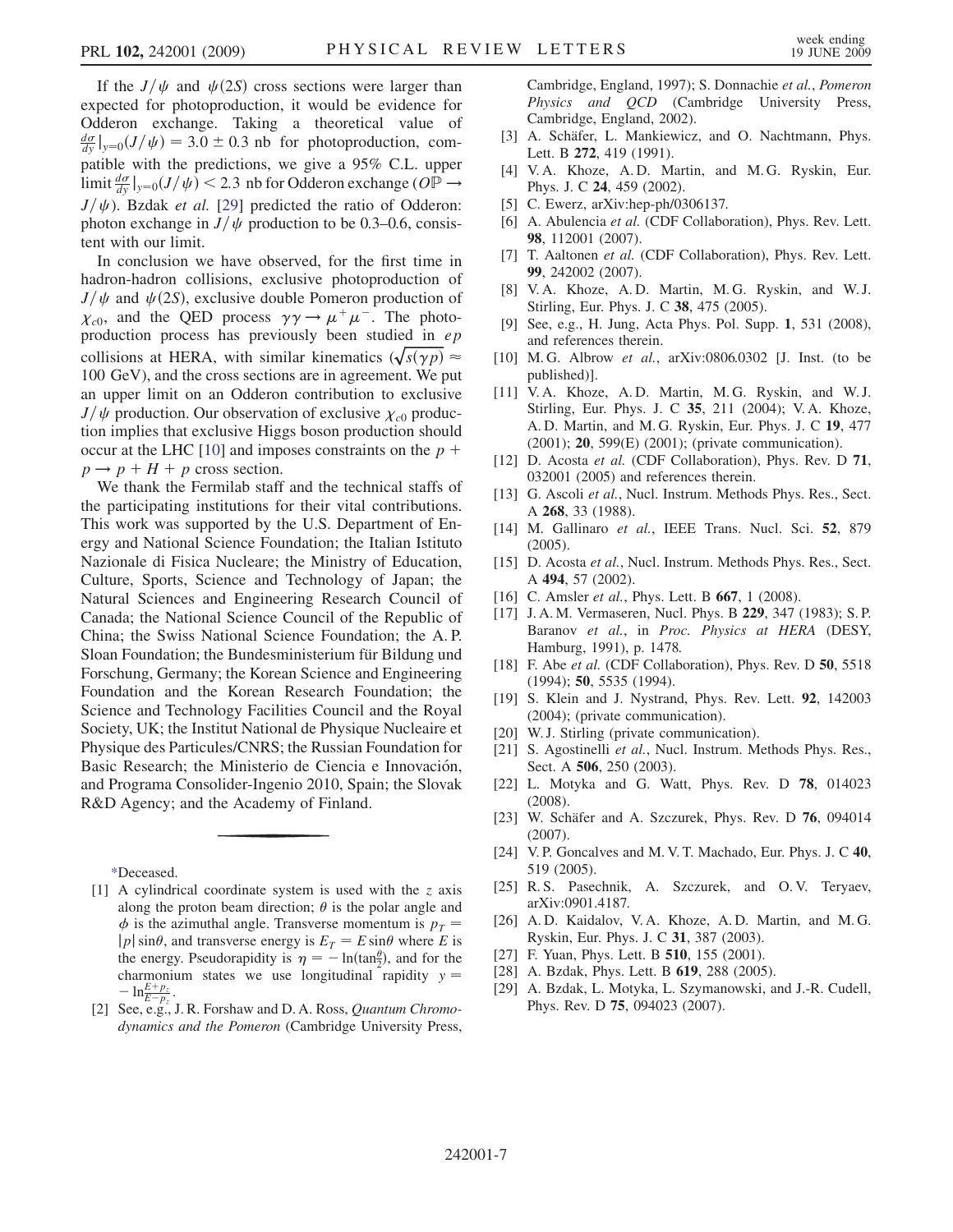If the $J/\psi$ and $\psi(2S)$ cross sections were larger than expected for photoproduction, it would be evidence for Odderon exchange. Taking a theoretical value of $\frac{d\sigma}{dy}|_{y=0}(J/\psi) = 3.0 \pm 0.3$ nb for photoproduction, compatible with the predictions, we give a 95% C.L. upper limit $\frac{d\sigma}{dy}|_{y=0}(J/\psi) < 2.3$ nb for Odderon exchange ($O\mathbb{P} \rightarrow J/\psi$). Bzdak *et al.* [29] predicted the ratio of Odderon: photon exchange in $J/\psi$ production to be 0.3–0.6, consistent with our limit.

In conclusion we have observed, for the first time in hadron-hadron collisions, exclusive photoproduction of $J/\psi$ and $\psi(2S)$, exclusive double Pomeron production of $\chi_{c0}$, and the QED process $\gamma\gamma \rightarrow \mu^+\mu^-$. The photoproduction process has previously been studied in $ep$ collisions at HERA, with similar kinematics ($\sqrt{s(\gamma p)} \approx 100$ GeV), and the cross sections are in agreement. We put an upper limit on an Odderon contribution to exclusive $J/\psi$ production. Our observation of exclusive $\chi_{c0}$ production implies that exclusive Higgs boson production should occur at the LHC [10] and imposes constraints on the $p + p \rightarrow p + H + p$ cross section.

We thank the Fermilab staff and the technical staffs of the participating institutions for their vital contributions. This work was supported by the U.S. Department of Energy and National Science Foundation; the Italian Istituto Nazionale di Fisica Nucleare; the Ministry of Education, Culture, Sports, Science and Technology of Japan; the Natural Sciences and Engineering Research Council of Canada; the National Science Council of the Republic of China; the Swiss National Science Foundation; the A. P. Sloan Foundation; the Bundesministerium für Bildung und Forschung, Germany; the Korean Science and Engineering Foundation and the Korean Research Foundation; the Science and Technology Facilities Council and the Royal Society, UK; the Institut National de Physique Nucleaire et Physique des Particules/CNRS; the Russian Foundation for Basic Research; the Ministerio de Ciencia e Innovación, and Programa Consolider-Ingenio 2010, Spain; the Slovak R&D Agency; and the Academy of Finland.

---

*Deceased.

[1] A cylindrical coordinate system is used with the $z$ axis along the proton beam direction; $\theta$ is the polar angle and $\phi$ is the azimuthal angle. Transverse momentum is $p_T = |p| \sin\theta$, and transverse energy is $E_T = E \sin\theta$ where $E$ is the energy. Pseudorapidity is $\eta = -\ln(\tan\frac{\theta}{2})$, and for the charmonium states we use longitudinal rapidity $y = -\ln\frac{E+p_z}{E-p_z}$.

[2] See, e.g., J. R. Forshaw and D. A. Ross, *Quantum Chromodynamics and the Pomeron* (Cambridge University Press, Cambridge, England, 1997); S. Donnachie *et al.*, *Pomeron Physics and QCD* (Cambridge University Press, Cambridge, England, 2002).

[3] A. Schäfer, L. Mankiewicz, and O. Nachtmann, Phys. Lett. B **272**, 419 (1991).

[4] V. A. Khoze, A. D. Martin, and M. G. Ryskin, Eur. Phys. J. C **24**, 459 (2002).

[5] C. Ewerz, arXiv:hep-ph/0306137.

[6] A. Abulencia *et al.* (CDF Collaboration), Phys. Rev. Lett. **98**, 112001 (2007).

[7] T. Aaltonen *et al.* (CDF Collaboration), Phys. Rev. Lett. **99**, 242002 (2007).

[8] V. A. Khoze, A. D. Martin, M. G. Ryskin, and W. J. Stirling, Eur. Phys. J. C **38**, 475 (2005).

[9] See, e.g., H. Jung, Acta Phys. Pol. Supp. **1**, 531 (2008), and references therein.

[10] M. G. Albrow *et al.*, arXiv:0806.0302 [J. Inst. (to be published)].

[11] V. A. Khoze, A. D. Martin, M. G. Ryskin, and W. J. Stirling, Eur. Phys. J. C **35**, 211 (2004); V. A. Khoze, A. D. Martin, and M. G. Ryskin, Eur. Phys. J. C **19**, 477 (2001); **20**, 599(E) (2001); (private communication).

[12] D. Acosta *et al.* (CDF Collaboration), Phys. Rev. D **71**, 032001 (2005) and references therein.

[13] G. Ascoli *et al.*, Nucl. Instrum. Methods Phys. Res., Sect. A **268**, 33 (1988).

[14] M. Gallinaro *et al.*, IEEE Trans. Nucl. Sci. **52**, 879 (2005).

[15] D. Acosta *et al.*, Nucl. Instrum. Methods Phys. Res., Sect. A **494**, 57 (2002).

[16] C. Amsler *et al.*, Phys. Lett. B **667**, 1 (2008).

[17] J. A. M. Vermaseren, Nucl. Phys. B **229**, 347 (1983); S. P. Baranov *et al.*, in *Proc. Physics at HERA* (DESY, Hamburg, 1991), p. 1478.

[18] F. Abe *et al.* (CDF Collaboration), Phys. Rev. D **50**, 5518 (1994); **50**, 5535 (1994).

[19] S. Klein and J. Nystrand, Phys. Rev. Lett. **92**, 142003 (2004); (private communication).

[20] W. J. Stirling (private communication).

[21] S. Agostinelli *et al.*, Nucl. Instrum. Methods Phys. Res., Sect. A **506**, 250 (2003).

[22] L. Motyka and G. Watt, Phys. Rev. D **78**, 014023 (2008).

[23] W. Schäfer and A. Szczurek, Phys. Rev. D **76**, 094014 (2007).

[24] V. P. Goncalves and M. V. T. Machado, Eur. Phys. J. C **40**, 519 (2005).

[25] R. S. Pasechnik, A. Szczurek, and O. V. Teryaev, arXiv:0901.4187.

[26] A. D. Kaidalov, V. A. Khoze, A. D. Martin, M. G. Ryskin, Eur. Phys. J. C **31**, 387 (2003).

[27] F. Yuan, Phys. Lett. B **510**, 155 (2001).

[28] A. Bzdak, Phys. Lett. B **619**, 288 (2005).

[29] A. Bzdak, L. Motyka, L. Szymanowski, and J.-R. Cudell, Phys. Rev. D **75**, 094023 (2007).